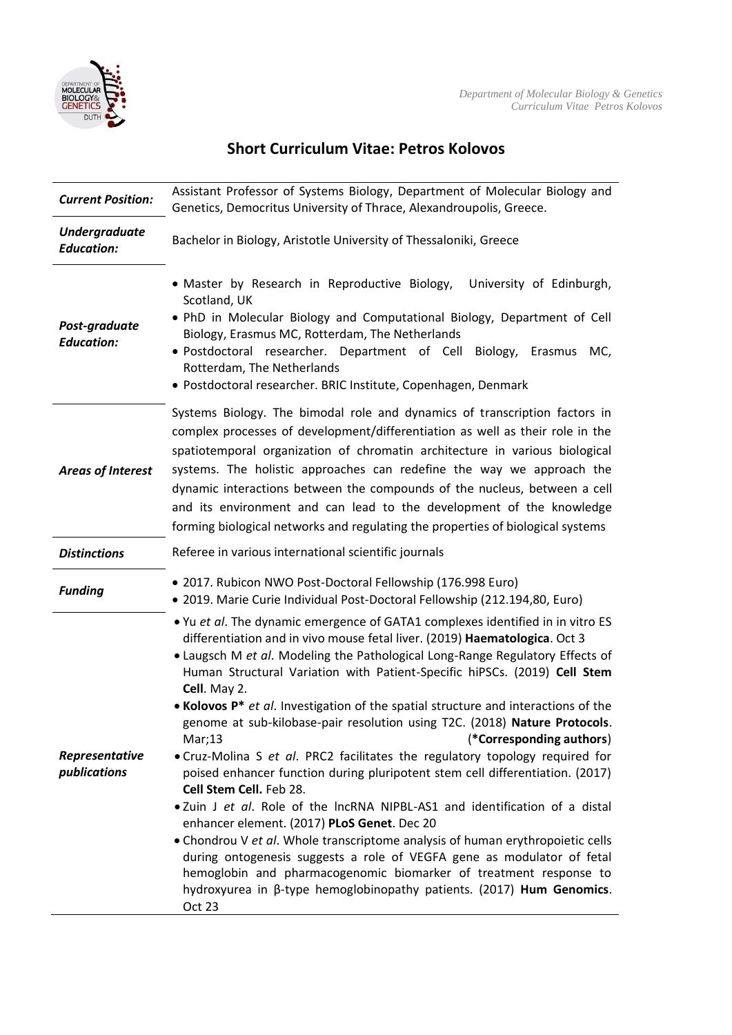# Short Curriculum Vitae: Petros Kolovos

| | |
|---|---|
| ***Current Position:*** | Assistant Professor of Systems Biology, Department of Molecular Biology and Genetics, Democritus University of Thrace, Alexandroupolis, Greece. |
| ***Undergraduate Education:*** | Bachelor in Biology, Aristotle University of Thessaloniki, Greece |
| ***Post-graduate Education:*** | • Master by Research in Reproductive Biology, University of Edinburgh, Scotland, UK<br>• PhD in Molecular Biology and Computational Biology, Department of Cell Biology, Erasmus MC, Rotterdam, The Netherlands<br>• Postdoctoral researcher. Department of Cell Biology, Erasmus MC, Rotterdam, The Netherlands<br>• Postdoctoral researcher. BRIC Institute, Copenhagen, Denmark |
| ***Areas of Interest*** | Systems Biology. The bimodal role and dynamics of transcription factors in complex processes of development/differentiation as well as their role in the spatiotemporal organization of chromatin architecture in various biological systems. The holistic approaches can redefine the way we approach the dynamic interactions between the compounds of the nucleus, between a cell and its environment and can lead to the development of the knowledge forming biological networks and regulating the properties of biological systems |
| ***Distinctions*** | Referee in various international scientific journals |
| ***Funding*** | • 2017. Rubicon NWO Post-Doctoral Fellowship (176.998 Euro)<br>• 2019. Marie Curie Individual Post-Doctoral Fellowship (212.194,80, Euro) |
| ***Representative publications*** | • Yu *et al*. The dynamic emergence of GATA1 complexes identified in in vitro ES differentiation and in vivo mouse fetal liver. (2019) **Haematologica**. Oct 3<br>• Laugsch M *et al*. Modeling the Pathological Long-Range Regulatory Effects of Human Structural Variation with Patient-Specific hiPSCs. (2019) **Cell Stem Cell**. May 2.<br>• **Kolovos P*** *et al*. Investigation of the spatial structure and interactions of the genome at sub-kilobase-pair resolution using T2C. (2018) **Nature Protocols**. Mar;13 (**\*Corresponding authors**)<br>• Cruz-Molina S *et al*. PRC2 facilitates the regulatory topology required for poised enhancer function during pluripotent stem cell differentiation. (2017) **Cell Stem Cell.** Feb 28.<br>• Zuin J *et al*. Role of the lncRNA NIPBL-AS1 and identification of a distal enhancer element. (2017) **PLoS Genet**. Dec 20<br>• Chondrou V *et al*. Whole transcriptome analysis of human erythropoietic cells during ontogenesis suggests a role of VEGFA gene as modulator of fetal hemoglobin and pharmacogenomic biomarker of treatment response to hydroxyurea in β-type hemoglobinopathy patients. (2017) **Hum Genomics**. Oct 23 |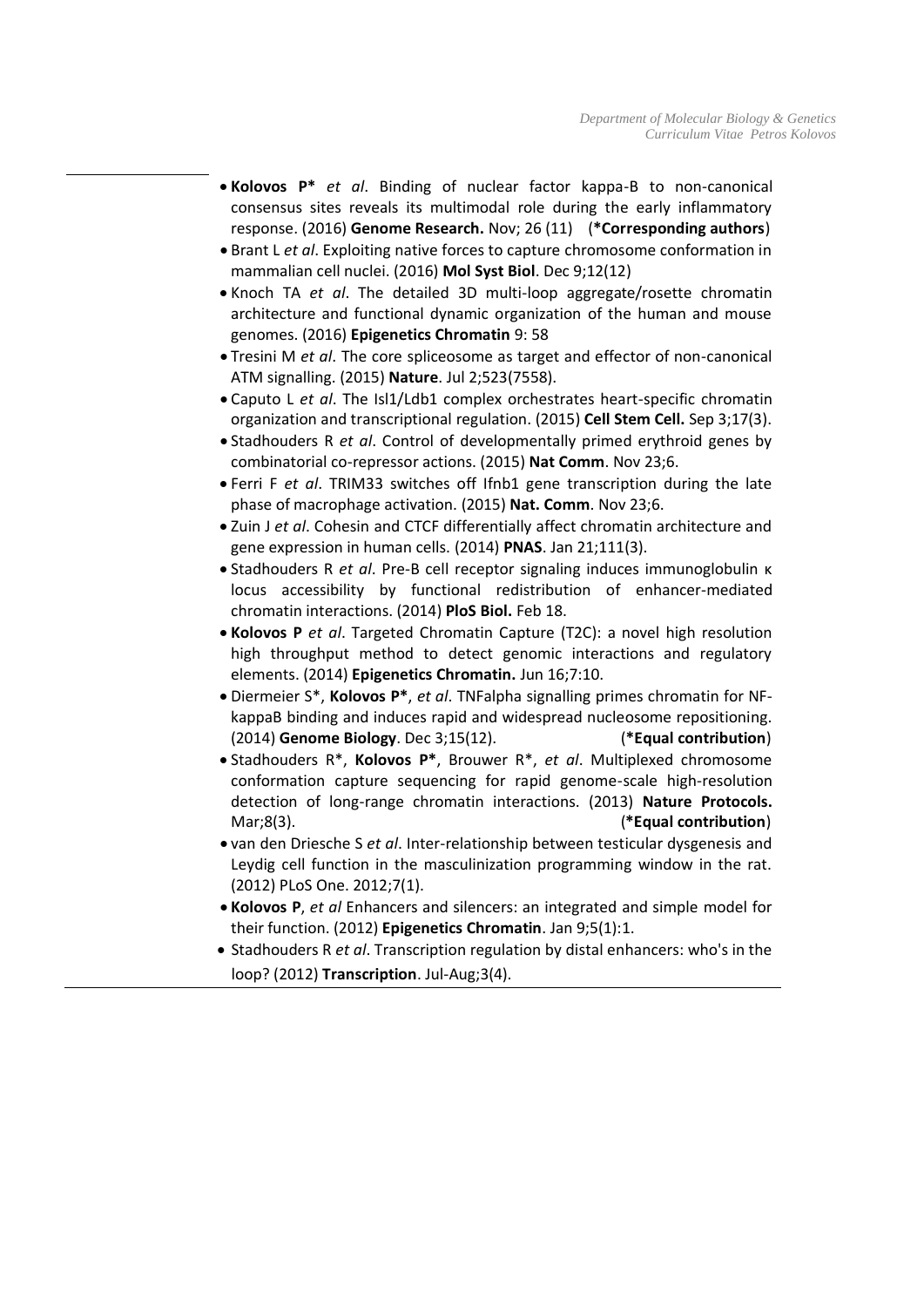- **Kolovos P*** *et al*. Binding of nuclear factor kappa-B to non-canonical consensus sites reveals its multimodal role during the early inflammatory response. (2016) **Genome Research.** Nov; 26 (11) (***Corresponding authors**)
- Brant L *et al*. Exploiting native forces to capture chromosome conformation in mammalian cell nuclei. (2016) **Mol Syst Biol**. Dec 9;12(12)
- Knoch TA *et al*. The detailed 3D multi-loop aggregate/rosette chromatin architecture and functional dynamic organization of the human and mouse genomes. (2016) **Epigenetics Chromatin** 9: 58
- Tresini M *et al*. The core spliceosome as target and effector of non-canonical ATM signalling. (2015) **Nature**. Jul 2;523(7558).
- Caputo L *et al*. The Isl1/Ldb1 complex orchestrates heart-specific chromatin organization and transcriptional regulation. (2015) **Cell Stem Cell.** Sep 3;17(3).
- Stadhouders R *et al*. Control of developmentally primed erythroid genes by combinatorial co-repressor actions. (2015) **Nat Comm**. Nov 23;6.
- Ferri F *et al*. TRIM33 switches off Ifnb1 gene transcription during the late phase of macrophage activation. (2015) **Nat. Comm**. Nov 23;6.
- Zuin J *et al*. Cohesin and CTCF differentially affect chromatin architecture and gene expression in human cells. (2014) **PNAS**. Jan 21;111(3).
- Stadhouders R *et al*. Pre-B cell receptor signaling induces immunoglobulin κ locus accessibility by functional redistribution of enhancer-mediated chromatin interactions. (2014) **PloS Biol.** Feb 18.
- **Kolovos P** *et al*. Targeted Chromatin Capture (T2C): a novel high resolution high throughput method to detect genomic interactions and regulatory elements. (2014) **Epigenetics Chromatin.** Jun 16;7:10.
- Diermeier S*, **Kolovos P***, *et al*. TNFalpha signalling primes chromatin for NF-kappaB binding and induces rapid and widespread nucleosome repositioning. (2014) **Genome Biology**. Dec 3;15(12). (***Equal contribution**)
- Stadhouders R*, **Kolovos P***, Brouwer R*, *et al*. Multiplexed chromosome conformation capture sequencing for rapid genome-scale high-resolution detection of long-range chromatin interactions. (2013) **Nature Protocols.** Mar;8(3). (***Equal contribution**)
- van den Driesche S *et al*. Inter-relationship between testicular dysgenesis and Leydig cell function in the masculinization programming window in the rat. (2012) PLoS One. 2012;7(1).
- **Kolovos P**, *et al* Enhancers and silencers: an integrated and simple model for their function. (2012) **Epigenetics Chromatin**. Jan 9;5(1):1.
- Stadhouders R *et al*. Transcription regulation by distal enhancers: who's in the loop? (2012) **Transcription**. Jul-Aug;3(4).